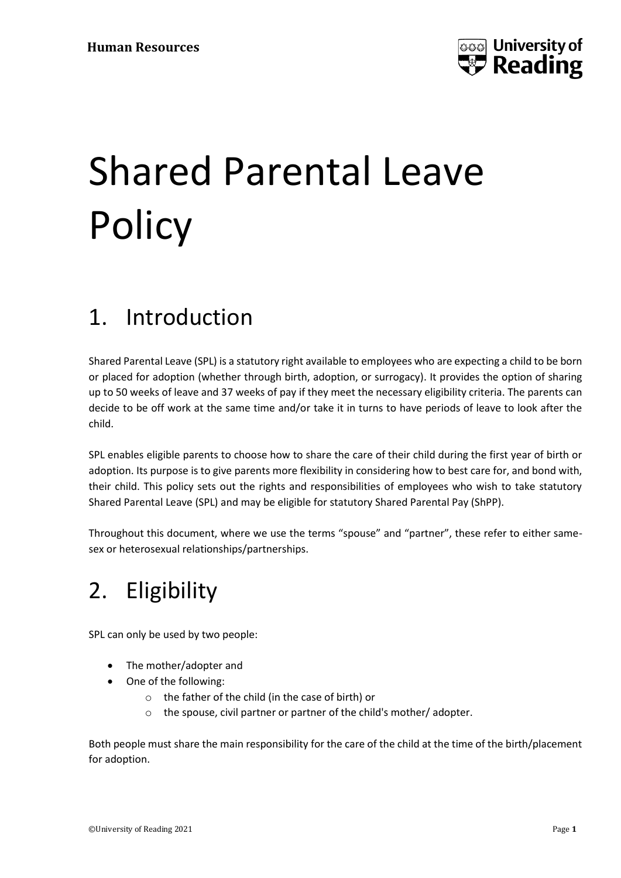# Shared Parental Leave Policy

## 1. Introduction

Shared Parental Leave (SPL) is a statutory right available to employees who are expecting a child to be born or placed for adoption (whether through birth, adoption, or surrogacy). It provides the option of sharing up to 50 weeks of leave and 37 weeks of pay if they meet the necessary eligibility criteria. The parents can decide to be off work at the same time and/or take it in turns to have periods of leave to look after the child.

SPL enables eligible parents to choose how to share the care of their child during the first year of birth or adoption. Its purpose is to give parents more flexibility in considering how to best care for, and bond with, their child. This policy sets out the rights and responsibilities of employees who wish to take statutory Shared Parental Leave (SPL) and may be eligible for statutory Shared Parental Pay (ShPP).

Throughout this document, where we use the terms "spouse" and "partner", these refer to either same-sex or heterosexual relationships/partnerships.

## 2. Eligibility

SPL can only be used by two people:

- The mother/adopter and
- One of the following:
  - the father of the child (in the case of birth) or
  - the spouse, civil partner or partner of the child's mother/ adopter.

Both people must share the main responsibility for the care of the child at the time of the birth/placement for adoption.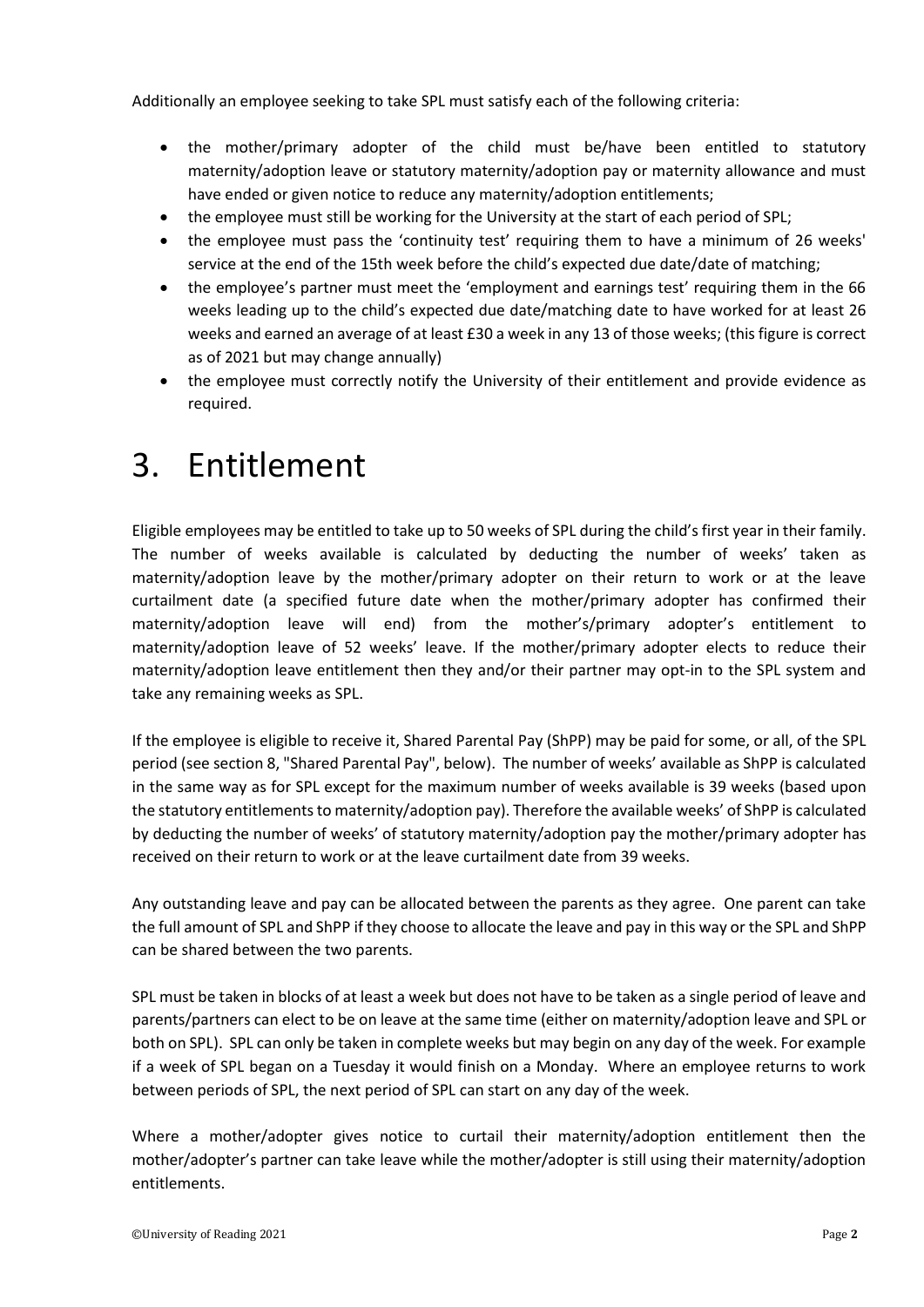Additionally an employee seeking to take SPL must satisfy each of the following criteria:

- the mother/primary adopter of the child must be/have been entitled to statutory maternity/adoption leave or statutory maternity/adoption pay or maternity allowance and must have ended or given notice to reduce any maternity/adoption entitlements;
- the employee must still be working for the University at the start of each period of SPL;
- the employee must pass the 'continuity test' requiring them to have a minimum of 26 weeks' service at the end of the 15th week before the child's expected due date/date of matching;
- the employee's partner must meet the 'employment and earnings test' requiring them in the 66 weeks leading up to the child's expected due date/matching date to have worked for at least 26 weeks and earned an average of at least £30 a week in any 13 of those weeks; (this figure is correct as of 2021 but may change annually)
- the employee must correctly notify the University of their entitlement and provide evidence as required.

# 3. Entitlement

Eligible employees may be entitled to take up to 50 weeks of SPL during the child's first year in their family. The number of weeks available is calculated by deducting the number of weeks' taken as maternity/adoption leave by the mother/primary adopter on their return to work or at the leave curtailment date (a specified future date when the mother/primary adopter has confirmed their maternity/adoption leave will end) from the mother's/primary adopter's entitlement to maternity/adoption leave of 52 weeks' leave. If the mother/primary adopter elects to reduce their maternity/adoption leave entitlement then they and/or their partner may opt-in to the SPL system and take any remaining weeks as SPL.

If the employee is eligible to receive it, Shared Parental Pay (ShPP) may be paid for some, or all, of the SPL period (see section 8, "Shared Parental Pay", below). The number of weeks' available as ShPP is calculated in the same way as for SPL except for the maximum number of weeks available is 39 weeks (based upon the statutory entitlements to maternity/adoption pay). Therefore the available weeks' of ShPP is calculated by deducting the number of weeks' of statutory maternity/adoption pay the mother/primary adopter has received on their return to work or at the leave curtailment date from 39 weeks.

Any outstanding leave and pay can be allocated between the parents as they agree. One parent can take the full amount of SPL and ShPP if they choose to allocate the leave and pay in this way or the SPL and ShPP can be shared between the two parents.

SPL must be taken in blocks of at least a week but does not have to be taken as a single period of leave and parents/partners can elect to be on leave at the same time (either on maternity/adoption leave and SPL or both on SPL). SPL can only be taken in complete weeks but may begin on any day of the week. For example if a week of SPL began on a Tuesday it would finish on a Monday. Where an employee returns to work between periods of SPL, the next period of SPL can start on any day of the week.

Where a mother/adopter gives notice to curtail their maternity/adoption entitlement then the mother/adopter's partner can take leave while the mother/adopter is still using their maternity/adoption entitlements.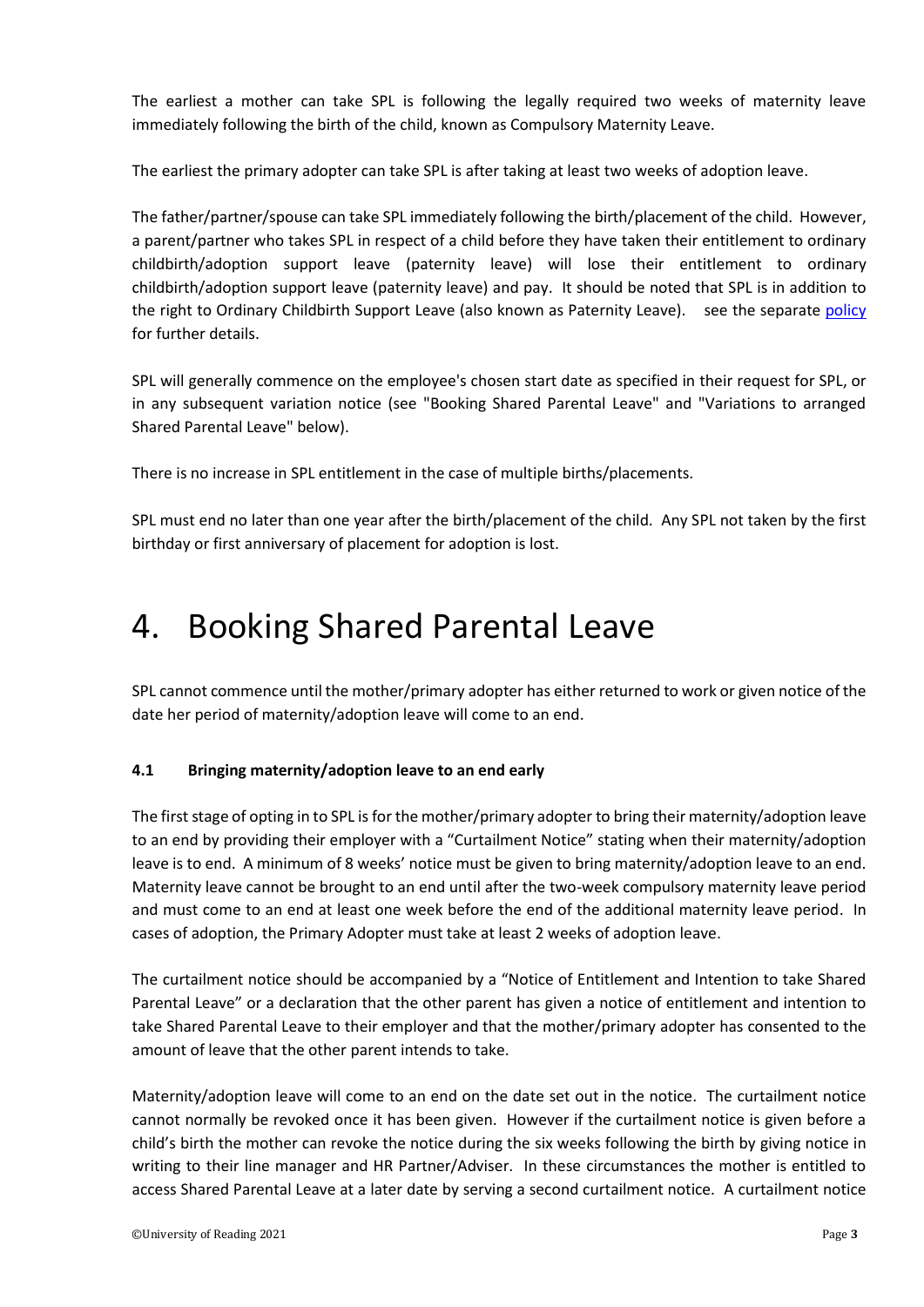The earliest a mother can take SPL is following the legally required two weeks of maternity leave immediately following the birth of the child, known as Compulsory Maternity Leave.

The earliest the primary adopter can take SPL is after taking at least two weeks of adoption leave.

The father/partner/spouse can take SPL immediately following the birth/placement of the child. However, a parent/partner who takes SPL in respect of a child before they have taken their entitlement to ordinary childbirth/adoption support leave (paternity leave) will lose their entitlement to ordinary childbirth/adoption support leave (paternity leave) and pay. It should be noted that SPL is in addition to the right to Ordinary Childbirth Support Leave (also known as Paternity Leave). see the separate policy for further details.

SPL will generally commence on the employee's chosen start date as specified in their request for SPL, or in any subsequent variation notice (see "Booking Shared Parental Leave" and "Variations to arranged Shared Parental Leave" below).

There is no increase in SPL entitlement in the case of multiple births/placements.

SPL must end no later than one year after the birth/placement of the child. Any SPL not taken by the first birthday or first anniversary of placement for adoption is lost.

# 4. Booking Shared Parental Leave

SPL cannot commence until the mother/primary adopter has either returned to work or given notice of the date her period of maternity/adoption leave will come to an end.

### 4.1 Bringing maternity/adoption leave to an end early

The first stage of opting in to SPL is for the mother/primary adopter to bring their maternity/adoption leave to an end by providing their employer with a "Curtailment Notice" stating when their maternity/adoption leave is to end. A minimum of 8 weeks' notice must be given to bring maternity/adoption leave to an end. Maternity leave cannot be brought to an end until after the two-week compulsory maternity leave period and must come to an end at least one week before the end of the additional maternity leave period. In cases of adoption, the Primary Adopter must take at least 2 weeks of adoption leave.

The curtailment notice should be accompanied by a "Notice of Entitlement and Intention to take Shared Parental Leave" or a declaration that the other parent has given a notice of entitlement and intention to take Shared Parental Leave to their employer and that the mother/primary adopter has consented to the amount of leave that the other parent intends to take.

Maternity/adoption leave will come to an end on the date set out in the notice. The curtailment notice cannot normally be revoked once it has been given. However if the curtailment notice is given before a child's birth the mother can revoke the notice during the six weeks following the birth by giving notice in writing to their line manager and HR Partner/Adviser. In these circumstances the mother is entitled to access Shared Parental Leave at a later date by serving a second curtailment notice. A curtailment notice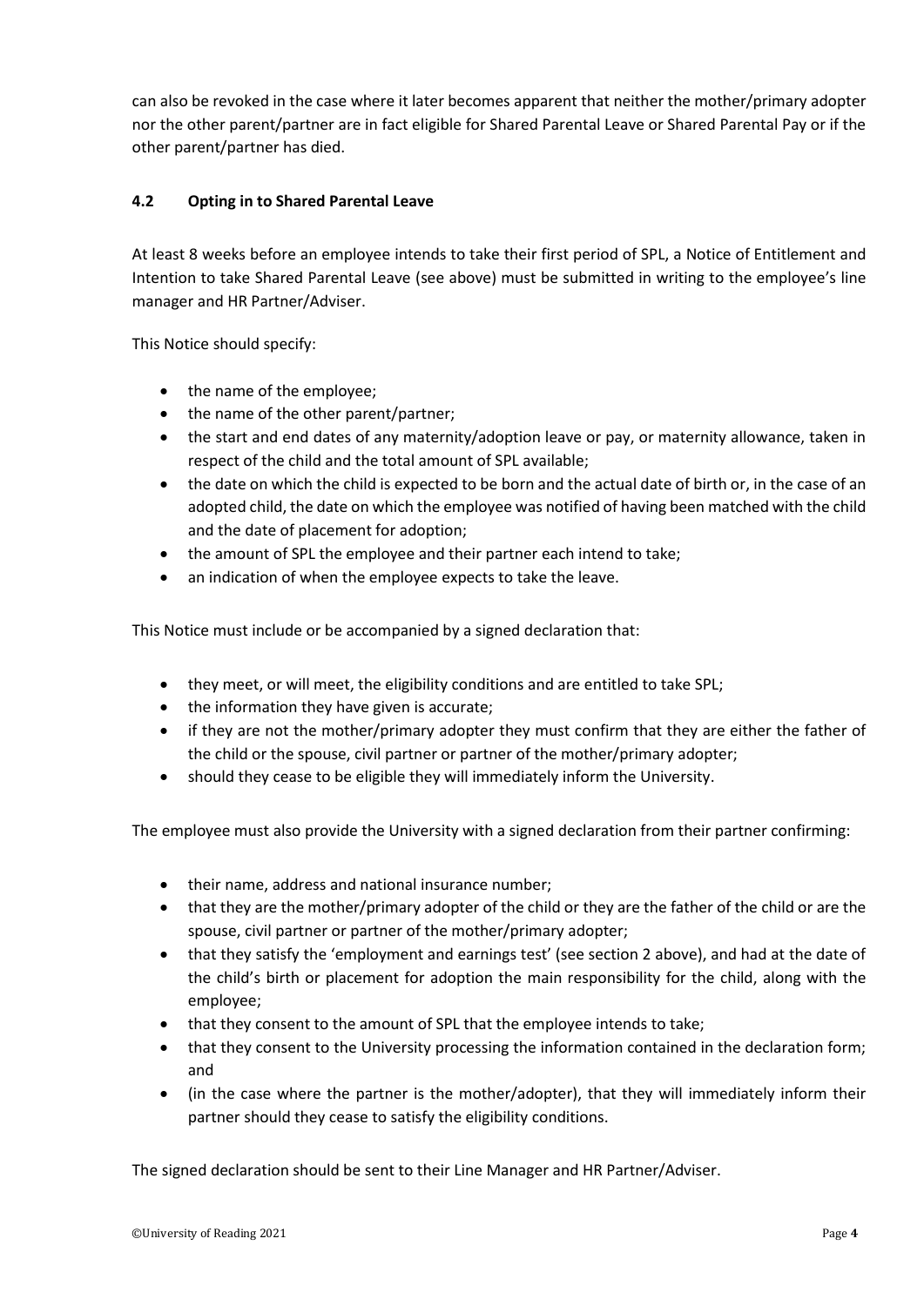can also be revoked in the case where it later becomes apparent that neither the mother/primary adopter nor the other parent/partner are in fact eligible for Shared Parental Leave or Shared Parental Pay or if the other parent/partner has died.

### 4.2 Opting in to Shared Parental Leave

At least 8 weeks before an employee intends to take their first period of SPL, a Notice of Entitlement and Intention to take Shared Parental Leave (see above) must be submitted in writing to the employee's line manager and HR Partner/Adviser.

This Notice should specify:

- the name of the employee;
- the name of the other parent/partner;
- the start and end dates of any maternity/adoption leave or pay, or maternity allowance, taken in respect of the child and the total amount of SPL available;
- the date on which the child is expected to be born and the actual date of birth or, in the case of an adopted child, the date on which the employee was notified of having been matched with the child and the date of placement for adoption;
- the amount of SPL the employee and their partner each intend to take;
- an indication of when the employee expects to take the leave.

This Notice must include or be accompanied by a signed declaration that:

- they meet, or will meet, the eligibility conditions and are entitled to take SPL;
- the information they have given is accurate;
- if they are not the mother/primary adopter they must confirm that they are either the father of the child or the spouse, civil partner or partner of the mother/primary adopter;
- should they cease to be eligible they will immediately inform the University.

The employee must also provide the University with a signed declaration from their partner confirming:

- their name, address and national insurance number;
- that they are the mother/primary adopter of the child or they are the father of the child or are the spouse, civil partner or partner of the mother/primary adopter;
- that they satisfy the 'employment and earnings test' (see section 2 above), and had at the date of the child's birth or placement for adoption the main responsibility for the child, along with the employee;
- that they consent to the amount of SPL that the employee intends to take;
- that they consent to the University processing the information contained in the declaration form; and
- (in the case where the partner is the mother/adopter), that they will immediately inform their partner should they cease to satisfy the eligibility conditions.

The signed declaration should be sent to their Line Manager and HR Partner/Adviser.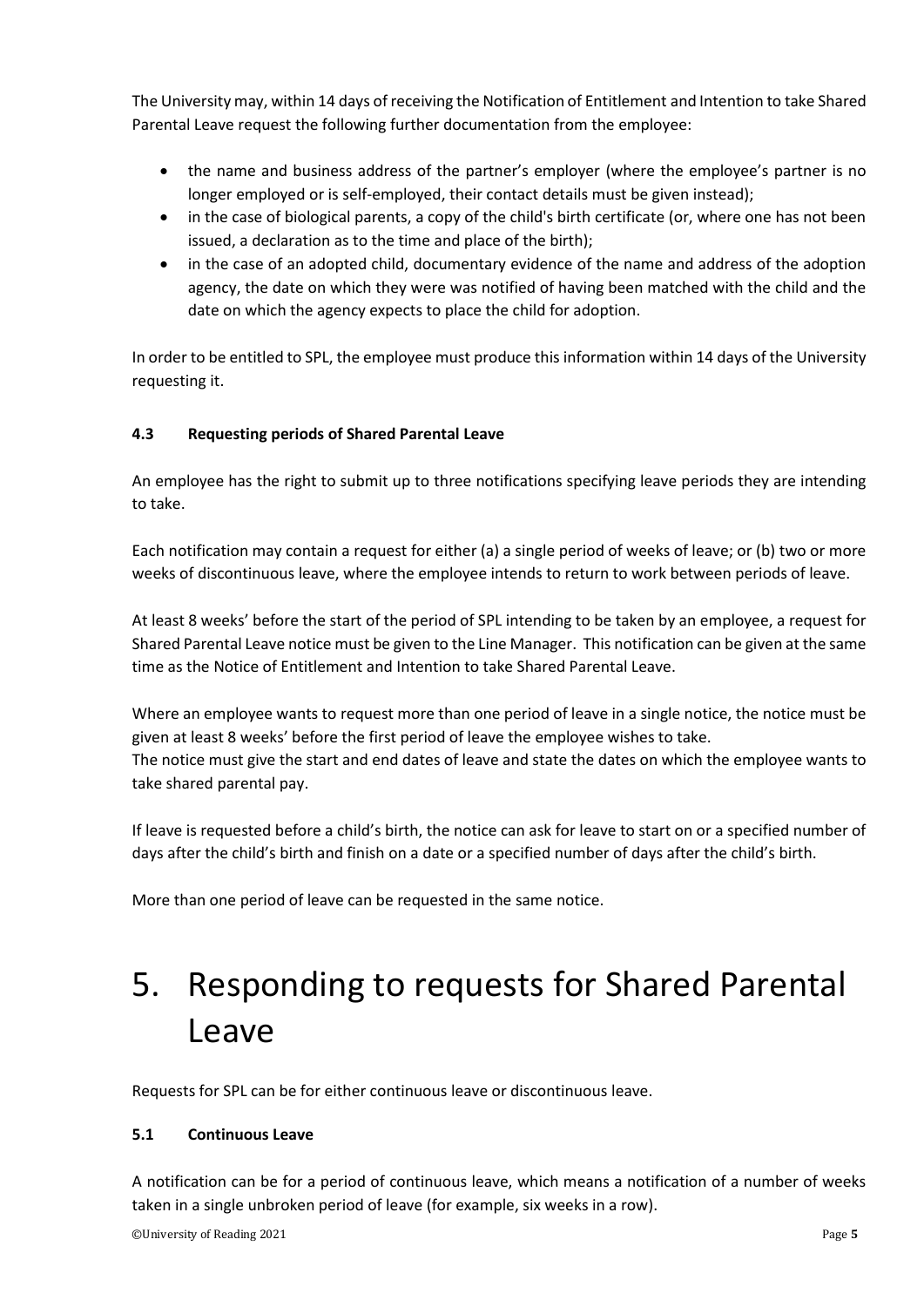The University may, within 14 days of receiving the Notification of Entitlement and Intention to take Shared Parental Leave request the following further documentation from the employee:

- the name and business address of the partner's employer (where the employee's partner is no longer employed or is self-employed, their contact details must be given instead);
- in the case of biological parents, a copy of the child's birth certificate (or, where one has not been issued, a declaration as to the time and place of the birth);
- in the case of an adopted child, documentary evidence of the name and address of the adoption agency, the date on which they were was notified of having been matched with the child and the date on which the agency expects to place the child for adoption.

In order to be entitled to SPL, the employee must produce this information within 14 days of the University requesting it.

### 4.3 Requesting periods of Shared Parental Leave

An employee has the right to submit up to three notifications specifying leave periods they are intending to take.

Each notification may contain a request for either (a) a single period of weeks of leave; or (b) two or more weeks of discontinuous leave, where the employee intends to return to work between periods of leave.

At least 8 weeks' before the start of the period of SPL intending to be taken by an employee, a request for Shared Parental Leave notice must be given to the Line Manager. This notification can be given at the same time as the Notice of Entitlement and Intention to take Shared Parental Leave.

Where an employee wants to request more than one period of leave in a single notice, the notice must be given at least 8 weeks' before the first period of leave the employee wishes to take.
The notice must give the start and end dates of leave and state the dates on which the employee wants to take shared parental pay.

If leave is requested before a child's birth, the notice can ask for leave to start on or a specified number of days after the child's birth and finish on a date or a specified number of days after the child's birth.

More than one period of leave can be requested in the same notice.

# 5. Responding to requests for Shared Parental Leave

Requests for SPL can be for either continuous leave or discontinuous leave.

### 5.1 Continuous Leave

A notification can be for a period of continuous leave, which means a notification of a number of weeks taken in a single unbroken period of leave (for example, six weeks in a row).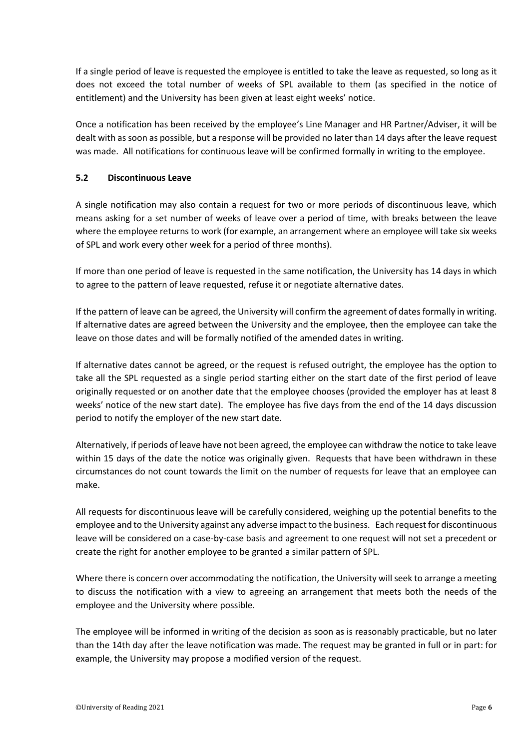If a single period of leave is requested the employee is entitled to take the leave as requested, so long as it does not exceed the total number of weeks of SPL available to them (as specified in the notice of entitlement) and the University has been given at least eight weeks' notice.

Once a notification has been received by the employee's Line Manager and HR Partner/Adviser, it will be dealt with as soon as possible, but a response will be provided no later than 14 days after the leave request was made. All notifications for continuous leave will be confirmed formally in writing to the employee.

### 5.2 Discontinuous Leave

A single notification may also contain a request for two or more periods of discontinuous leave, which means asking for a set number of weeks of leave over a period of time, with breaks between the leave where the employee returns to work (for example, an arrangement where an employee will take six weeks of SPL and work every other week for a period of three months).

If more than one period of leave is requested in the same notification, the University has 14 days in which to agree to the pattern of leave requested, refuse it or negotiate alternative dates.

If the pattern of leave can be agreed, the University will confirm the agreement of dates formally in writing. If alternative dates are agreed between the University and the employee, then the employee can take the leave on those dates and will be formally notified of the amended dates in writing.

If alternative dates cannot be agreed, or the request is refused outright, the employee has the option to take all the SPL requested as a single period starting either on the start date of the first period of leave originally requested or on another date that the employee chooses (provided the employer has at least 8 weeks' notice of the new start date). The employee has five days from the end of the 14 days discussion period to notify the employer of the new start date.

Alternatively, if periods of leave have not been agreed, the employee can withdraw the notice to take leave within 15 days of the date the notice was originally given. Requests that have been withdrawn in these circumstances do not count towards the limit on the number of requests for leave that an employee can make.

All requests for discontinuous leave will be carefully considered, weighing up the potential benefits to the employee and to the University against any adverse impact to the business. Each request for discontinuous leave will be considered on a case-by-case basis and agreement to one request will not set a precedent or create the right for another employee to be granted a similar pattern of SPL.

Where there is concern over accommodating the notification, the University will seek to arrange a meeting to discuss the notification with a view to agreeing an arrangement that meets both the needs of the employee and the University where possible.

The employee will be informed in writing of the decision as soon as is reasonably practicable, but no later than the 14th day after the leave notification was made. The request may be granted in full or in part: for example, the University may propose a modified version of the request.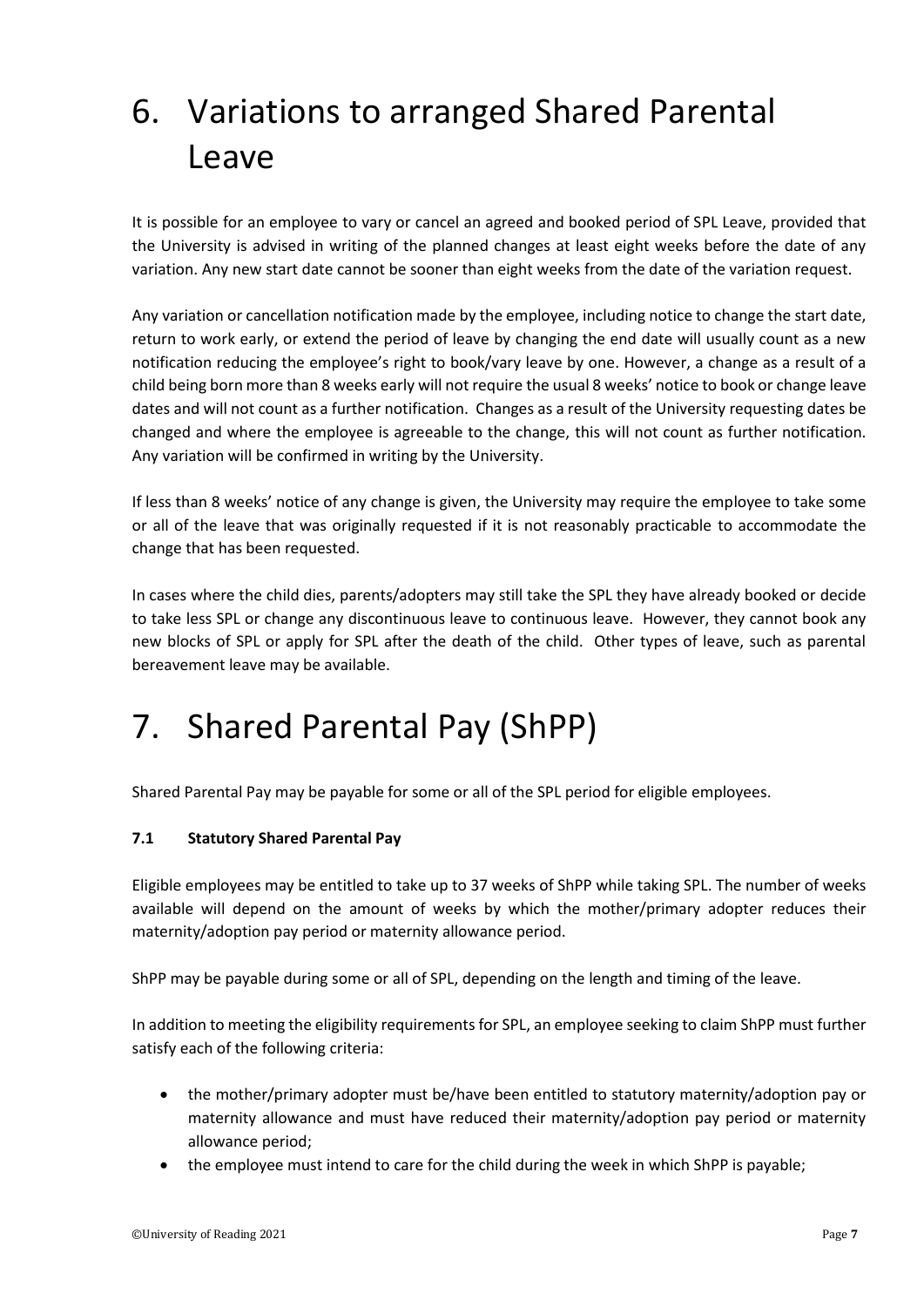// 
# 6. Variations to arranged Shared Parental Leave

It is possible for an employee to vary or cancel an agreed and booked period of SPL Leave, provided that the University is advised in writing of the planned changes at least eight weeks before the date of any variation. Any new start date cannot be sooner than eight weeks from the date of the variation request.

Any variation or cancellation notification made by the employee, including notice to change the start date, return to work early, or extend the period of leave by changing the end date will usually count as a new notification reducing the employee's right to book/vary leave by one. However, a change as a result of a child being born more than 8 weeks early will not require the usual 8 weeks' notice to book or change leave dates and will not count as a further notification. Changes as a result of the University requesting dates be changed and where the employee is agreeable to the change, this will not count as further notification. Any variation will be confirmed in writing by the University.

If less than 8 weeks' notice of any change is given, the University may require the employee to take some or all of the leave that was originally requested if it is not reasonably practicable to accommodate the change that has been requested.

In cases where the child dies, parents/adopters may still take the SPL they have already booked or decide to take less SPL or change any discontinuous leave to continuous leave. However, they cannot book any new blocks of SPL or apply for SPL after the death of the child. Other types of leave, such as parental bereavement leave may be available.

# 7. Shared Parental Pay (ShPP)

Shared Parental Pay may be payable for some or all of the SPL period for eligible employees.

### 7.1 Statutory Shared Parental Pay

Eligible employees may be entitled to take up to 37 weeks of ShPP while taking SPL. The number of weeks available will depend on the amount of weeks by which the mother/primary adopter reduces their maternity/adoption pay period or maternity allowance period.

ShPP may be payable during some or all of SPL, depending on the length and timing of the leave.

In addition to meeting the eligibility requirements for SPL, an employee seeking to claim ShPP must further satisfy each of the following criteria:

- the mother/primary adopter must be/have been entitled to statutory maternity/adoption pay or maternity allowance and must have reduced their maternity/adoption pay period or maternity allowance period;
- the employee must intend to care for the child during the week in which ShPP is payable;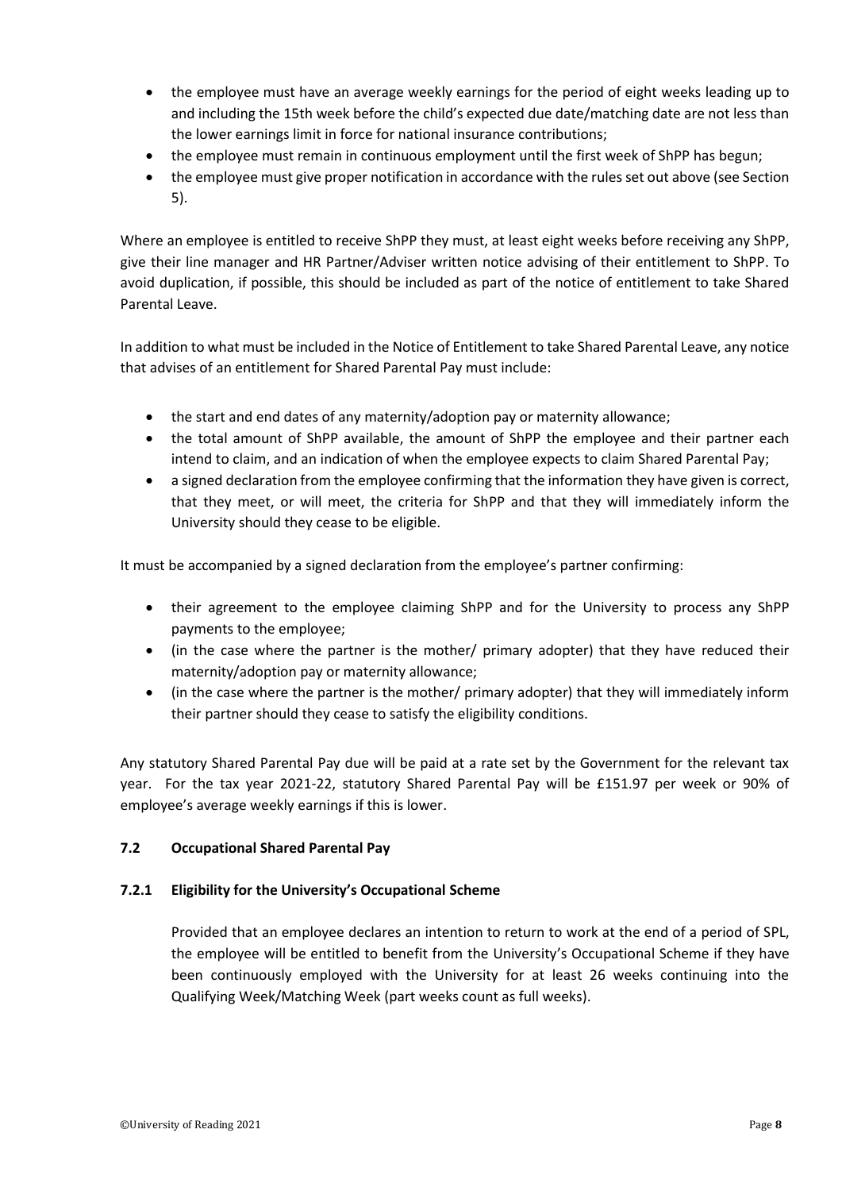- the employee must have an average weekly earnings for the period of eight weeks leading up to and including the 15th week before the child's expected due date/matching date are not less than the lower earnings limit in force for national insurance contributions;
- the employee must remain in continuous employment until the first week of ShPP has begun;
- the employee must give proper notification in accordance with the rules set out above (see Section 5).

Where an employee is entitled to receive ShPP they must, at least eight weeks before receiving any ShPP, give their line manager and HR Partner/Adviser written notice advising of their entitlement to ShPP. To avoid duplication, if possible, this should be included as part of the notice of entitlement to take Shared Parental Leave.

In addition to what must be included in the Notice of Entitlement to take Shared Parental Leave, any notice that advises of an entitlement for Shared Parental Pay must include:

- the start and end dates of any maternity/adoption pay or maternity allowance;
- the total amount of ShPP available, the amount of ShPP the employee and their partner each intend to claim, and an indication of when the employee expects to claim Shared Parental Pay;
- a signed declaration from the employee confirming that the information they have given is correct, that they meet, or will meet, the criteria for ShPP and that they will immediately inform the University should they cease to be eligible.

It must be accompanied by a signed declaration from the employee's partner confirming:

- their agreement to the employee claiming ShPP and for the University to process any ShPP payments to the employee;
- (in the case where the partner is the mother/ primary adopter) that they have reduced their maternity/adoption pay or maternity allowance;
- (in the case where the partner is the mother/ primary adopter) that they will immediately inform their partner should they cease to satisfy the eligibility conditions.

Any statutory Shared Parental Pay due will be paid at a rate set by the Government for the relevant tax year. For the tax year 2021-22, statutory Shared Parental Pay will be £151.97 per week or 90% of employee's average weekly earnings if this is lower.

### 7.2 Occupational Shared Parental Pay

#### 7.2.1 Eligibility for the University's Occupational Scheme

Provided that an employee declares an intention to return to work at the end of a period of SPL, the employee will be entitled to benefit from the University's Occupational Scheme if they have been continuously employed with the University for at least 26 weeks continuing into the Qualifying Week/Matching Week (part weeks count as full weeks).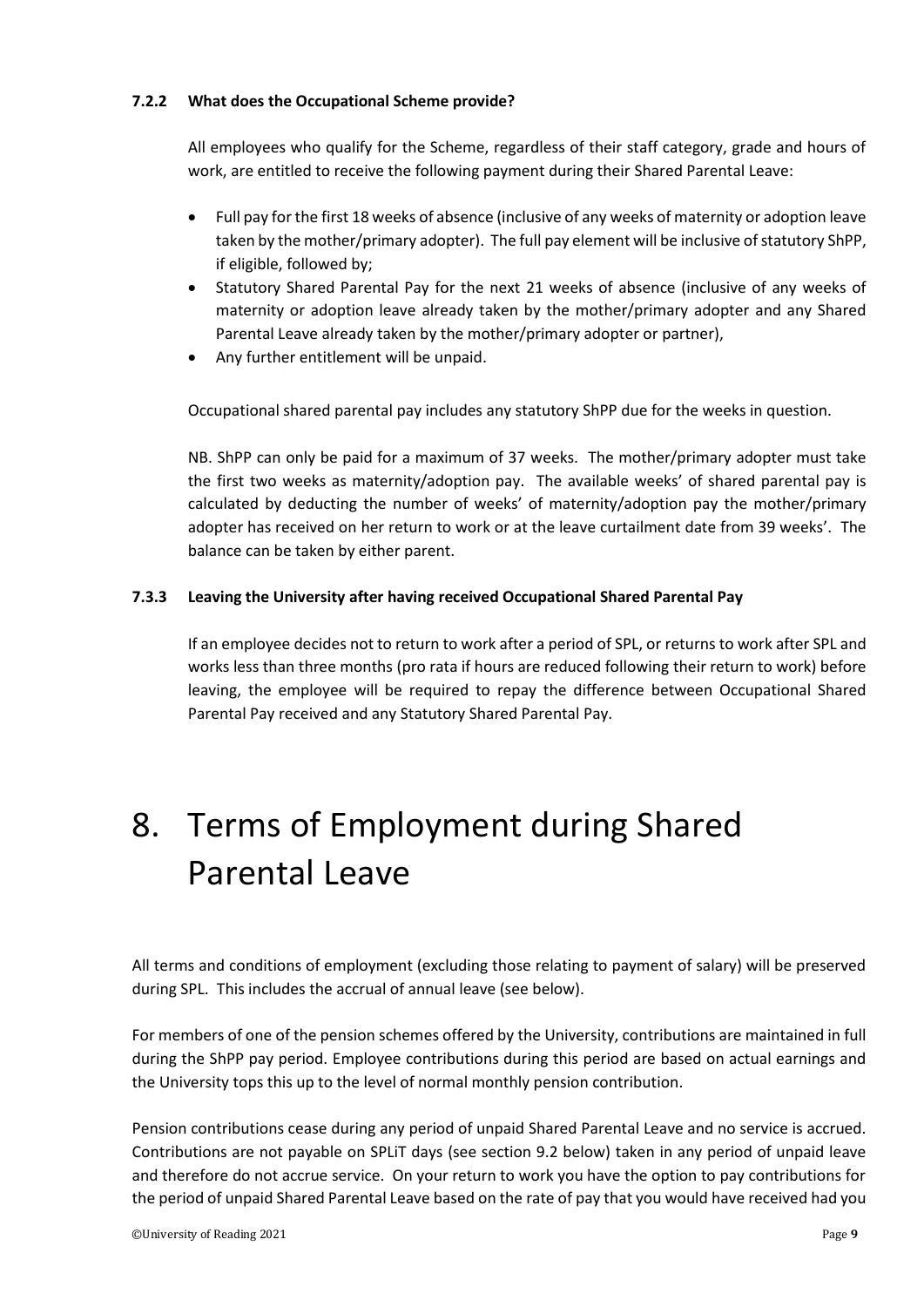#### 7.2.2 What does the Occupational Scheme provide?

All employees who qualify for the Scheme, regardless of their staff category, grade and hours of work, are entitled to receive the following payment during their Shared Parental Leave:

- Full pay for the first 18 weeks of absence (inclusive of any weeks of maternity or adoption leave taken by the mother/primary adopter). The full pay element will be inclusive of statutory ShPP, if eligible, followed by;
- Statutory Shared Parental Pay for the next 21 weeks of absence (inclusive of any weeks of maternity or adoption leave already taken by the mother/primary adopter and any Shared Parental Leave already taken by the mother/primary adopter or partner),
- Any further entitlement will be unpaid.

Occupational shared parental pay includes any statutory ShPP due for the weeks in question.

NB. ShPP can only be paid for a maximum of 37 weeks. The mother/primary adopter must take the first two weeks as maternity/adoption pay. The available weeks' of shared parental pay is calculated by deducting the number of weeks' of maternity/adoption pay the mother/primary adopter has received on her return to work or at the leave curtailment date from 39 weeks'. The balance can be taken by either parent.

#### 7.3.3 Leaving the University after having received Occupational Shared Parental Pay

If an employee decides not to return to work after a period of SPL, or returns to work after SPL and works less than three months (pro rata if hours are reduced following their return to work) before leaving, the employee will be required to repay the difference between Occupational Shared Parental Pay received and any Statutory Shared Parental Pay.

# 8. Terms of Employment during Shared Parental Leave

All terms and conditions of employment (excluding those relating to payment of salary) will be preserved during SPL. This includes the accrual of annual leave (see below).

For members of one of the pension schemes offered by the University, contributions are maintained in full during the ShPP pay period. Employee contributions during this period are based on actual earnings and the University tops this up to the level of normal monthly pension contribution.

Pension contributions cease during any period of unpaid Shared Parental Leave and no service is accrued. Contributions are not payable on SPLiT days (see section 9.2 below) taken in any period of unpaid leave and therefore do not accrue service. On your return to work you have the option to pay contributions for the period of unpaid Shared Parental Leave based on the rate of pay that you would have received had you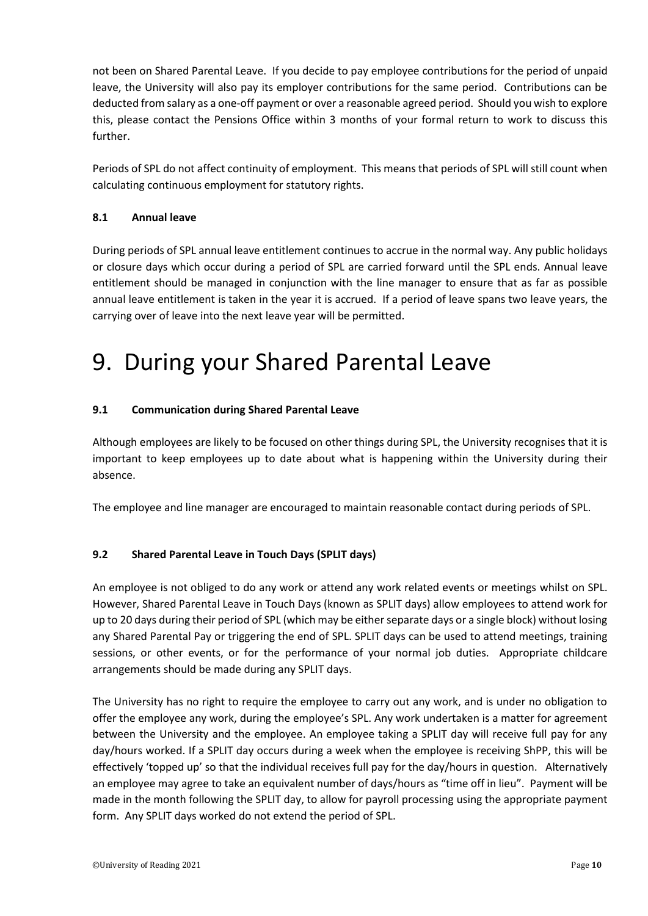not been on Shared Parental Leave. If you decide to pay employee contributions for the period of unpaid leave, the University will also pay its employer contributions for the same period. Contributions can be deducted from salary as a one-off payment or over a reasonable agreed period. Should you wish to explore this, please contact the Pensions Office within 3 months of your formal return to work to discuss this further.

Periods of SPL do not affect continuity of employment. This means that periods of SPL will still count when calculating continuous employment for statutory rights.

### 8.1 Annual leave

During periods of SPL annual leave entitlement continues to accrue in the normal way. Any public holidays or closure days which occur during a period of SPL are carried forward until the SPL ends. Annual leave entitlement should be managed in conjunction with the line manager to ensure that as far as possible annual leave entitlement is taken in the year it is accrued. If a period of leave spans two leave years, the carrying over of leave into the next leave year will be permitted.

# 9. During your Shared Parental Leave

### 9.1 Communication during Shared Parental Leave

Although employees are likely to be focused on other things during SPL, the University recognises that it is important to keep employees up to date about what is happening within the University during their absence.

The employee and line manager are encouraged to maintain reasonable contact during periods of SPL.

### 9.2 Shared Parental Leave in Touch Days (SPLIT days)

An employee is not obliged to do any work or attend any work related events or meetings whilst on SPL. However, Shared Parental Leave in Touch Days (known as SPLIT days) allow employees to attend work for up to 20 days during their period of SPL (which may be either separate days or a single block) without losing any Shared Parental Pay or triggering the end of SPL. SPLIT days can be used to attend meetings, training sessions, or other events, or for the performance of your normal job duties. Appropriate childcare arrangements should be made during any SPLIT days.

The University has no right to require the employee to carry out any work, and is under no obligation to offer the employee any work, during the employee's SPL. Any work undertaken is a matter for agreement between the University and the employee. An employee taking a SPLIT day will receive full pay for any day/hours worked. If a SPLIT day occurs during a week when the employee is receiving ShPP, this will be effectively 'topped up' so that the individual receives full pay for the day/hours in question. Alternatively an employee may agree to take an equivalent number of days/hours as "time off in lieu". Payment will be made in the month following the SPLIT day, to allow for payroll processing using the appropriate payment form. Any SPLIT days worked do not extend the period of SPL.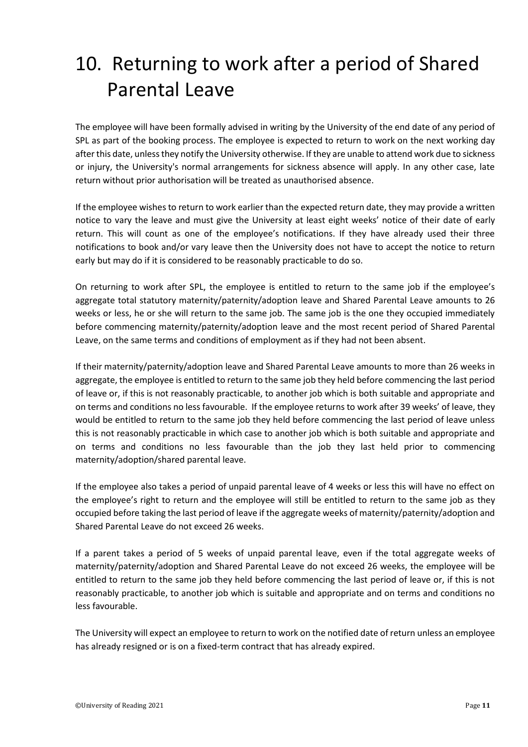# 10. Returning to work after a period of Shared Parental Leave

The employee will have been formally advised in writing by the University of the end date of any period of SPL as part of the booking process. The employee is expected to return to work on the next working day after this date, unless they notify the University otherwise. If they are unable to attend work due to sickness or injury, the University's normal arrangements for sickness absence will apply. In any other case, late return without prior authorisation will be treated as unauthorised absence.

If the employee wishes to return to work earlier than the expected return date, they may provide a written notice to vary the leave and must give the University at least eight weeks' notice of their date of early return. This will count as one of the employee's notifications. If they have already used their three notifications to book and/or vary leave then the University does not have to accept the notice to return early but may do if it is considered to be reasonably practicable to do so.

On returning to work after SPL, the employee is entitled to return to the same job if the employee's aggregate total statutory maternity/paternity/adoption leave and Shared Parental Leave amounts to 26 weeks or less, he or she will return to the same job. The same job is the one they occupied immediately before commencing maternity/paternity/adoption leave and the most recent period of Shared Parental Leave, on the same terms and conditions of employment as if they had not been absent.

If their maternity/paternity/adoption leave and Shared Parental Leave amounts to more than 26 weeks in aggregate, the employee is entitled to return to the same job they held before commencing the last period of leave or, if this is not reasonably practicable, to another job which is both suitable and appropriate and on terms and conditions no less favourable. If the employee returns to work after 39 weeks' of leave, they would be entitled to return to the same job they held before commencing the last period of leave unless this is not reasonably practicable in which case to another job which is both suitable and appropriate and on terms and conditions no less favourable than the job they last held prior to commencing maternity/adoption/shared parental leave.

If the employee also takes a period of unpaid parental leave of 4 weeks or less this will have no effect on the employee's right to return and the employee will still be entitled to return to the same job as they occupied before taking the last period of leave if the aggregate weeks of maternity/paternity/adoption and Shared Parental Leave do not exceed 26 weeks.

If a parent takes a period of 5 weeks of unpaid parental leave, even if the total aggregate weeks of maternity/paternity/adoption and Shared Parental Leave do not exceed 26 weeks, the employee will be entitled to return to the same job they held before commencing the last period of leave or, if this is not reasonably practicable, to another job which is suitable and appropriate and on terms and conditions no less favourable.

The University will expect an employee to return to work on the notified date of return unless an employee has already resigned or is on a fixed-term contract that has already expired.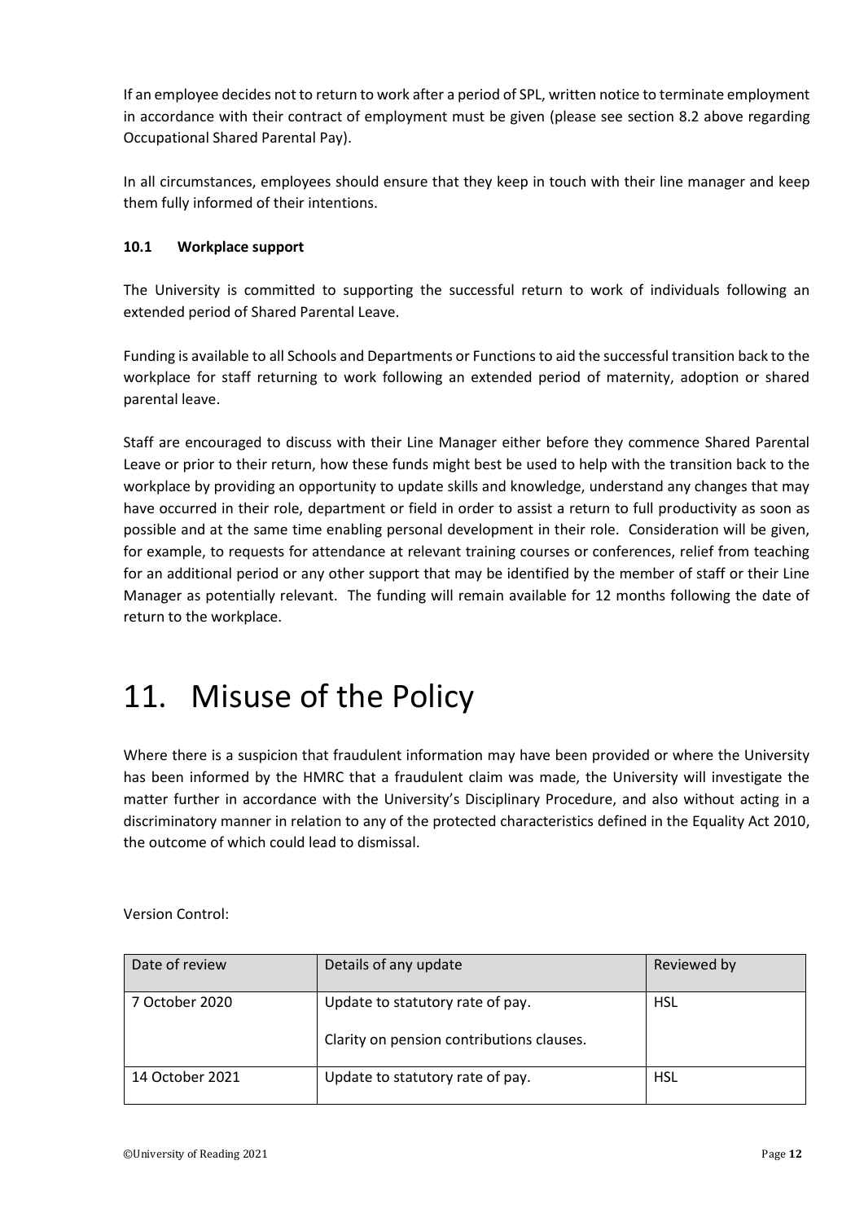If an employee decides not to return to work after a period of SPL, written notice to terminate employment in accordance with their contract of employment must be given (please see section 8.2 above regarding Occupational Shared Parental Pay).

In all circumstances, employees should ensure that they keep in touch with their line manager and keep them fully informed of their intentions.

### 10.1 Workplace support

The University is committed to supporting the successful return to work of individuals following an extended period of Shared Parental Leave.

Funding is available to all Schools and Departments or Functions to aid the successful transition back to the workplace for staff returning to work following an extended period of maternity, adoption or shared parental leave.

Staff are encouraged to discuss with their Line Manager either before they commence Shared Parental Leave or prior to their return, how these funds might best be used to help with the transition back to the workplace by providing an opportunity to update skills and knowledge, understand any changes that may have occurred in their role, department or field in order to assist a return to full productivity as soon as possible and at the same time enabling personal development in their role. Consideration will be given, for example, to requests for attendance at relevant training courses or conferences, relief from teaching for an additional period or any other support that may be identified by the member of staff or their Line Manager as potentially relevant. The funding will remain available for 12 months following the date of return to the workplace.

# 11. Misuse of the Policy

Where there is a suspicion that fraudulent information may have been provided or where the University has been informed by the HMRC that a fraudulent claim was made, the University will investigate the matter further in accordance with the University's Disciplinary Procedure, and also without acting in a discriminatory manner in relation to any of the protected characteristics defined in the Equality Act 2010, the outcome of which could lead to dismissal.

Version Control:

| Date of review | Details of any update | Reviewed by |
|---|---|---|
| 7 October 2020 | Update to statutory rate of pay.<br><br>Clarity on pension contributions clauses. | HSL |
| 14 October 2021 | Update to statutory rate of pay. | HSL |

©University of Reading 2021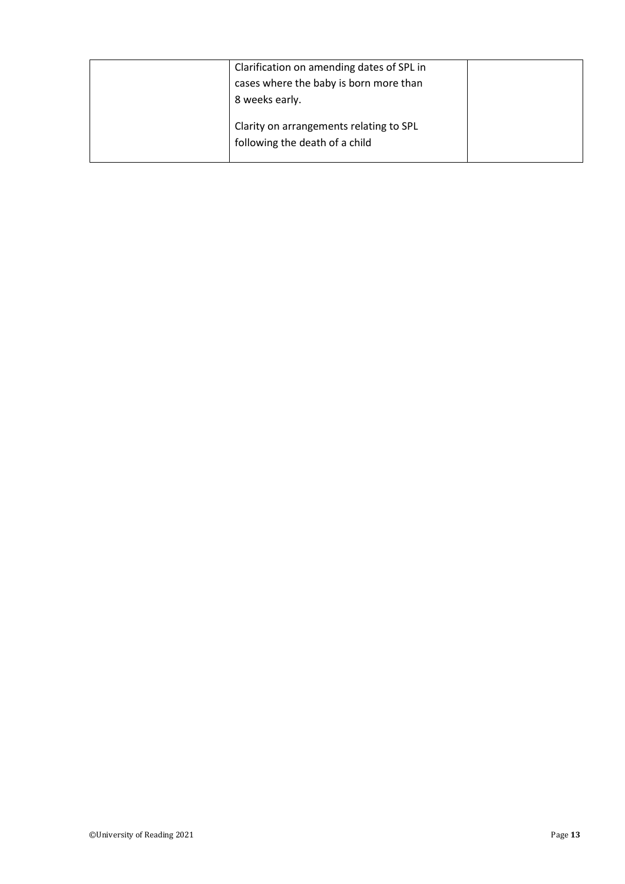| | | |
|---|---|---|
| | Clarification on amending dates of SPL in cases where the baby is born more than 8 weeks early.<br><br>Clarity on arrangements relating to SPL following the death of a child | |